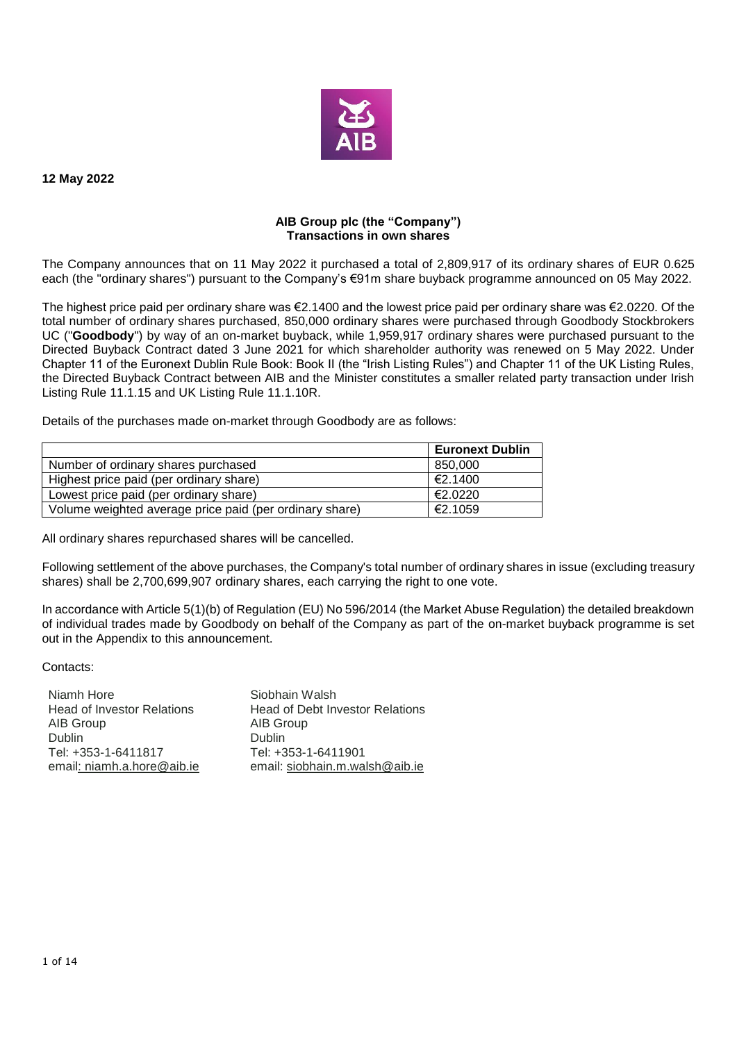**12 May 2022**

**AIB Group plc (the "Company")**
**Transactions in own shares**

The Company announces that on 11 May 2022 it purchased a total of 2,809,917 of its ordinary shares of EUR 0.625 each (the "ordinary shares") pursuant to the Company's €91m share buyback programme announced on 05 May 2022.

The highest price paid per ordinary share was €2.1400 and the lowest price paid per ordinary share was €2.0220. Of the total number of ordinary shares purchased, 850,000 ordinary shares were purchased through Goodbody Stockbrokers UC ("**Goodbody**") by way of an on-market buyback, while 1,959,917 ordinary shares were purchased pursuant to the Directed Buyback Contract dated 3 June 2021 for which shareholder authority was renewed on 5 May 2022. Under Chapter 11 of the Euronext Dublin Rule Book: Book II (the "Irish Listing Rules") and Chapter 11 of the UK Listing Rules, the Directed Buyback Contract between AIB and the Minister constitutes a smaller related party transaction under Irish Listing Rule 11.1.15 and UK Listing Rule 11.1.10R.

Details of the purchases made on-market through Goodbody are as follows:

| | **Euronext Dublin** |
|---|---|
| Number of ordinary shares purchased | 850,000 |
| Highest price paid (per ordinary share) | €2.1400 |
| Lowest price paid (per ordinary share) | €2.0220 |
| Volume weighted average price paid (per ordinary share) | €2.1059 |

All ordinary shares repurchased shares will be cancelled.

Following settlement of the above purchases, the Company's total number of ordinary shares in issue (excluding treasury shares) shall be 2,700,699,907 ordinary shares, each carrying the right to one vote.

In accordance with Article 5(1)(b) of Regulation (EU) No 596/2014 (the Market Abuse Regulation) the detailed breakdown of individual trades made by Goodbody on behalf of the Company as part of the on-market buyback programme is set out in the Appendix to this announcement.

Contacts:

Niamh Hore
Head of Investor Relations
AIB Group
Dublin
Tel: +353-1-6411817
email: niamh.a.hore@aib.ie

Siobhain Walsh
Head of Debt Investor Relations
AIB Group
Dublin
Tel: +353-1-6411901
email: siobhain.m.walsh@aib.ie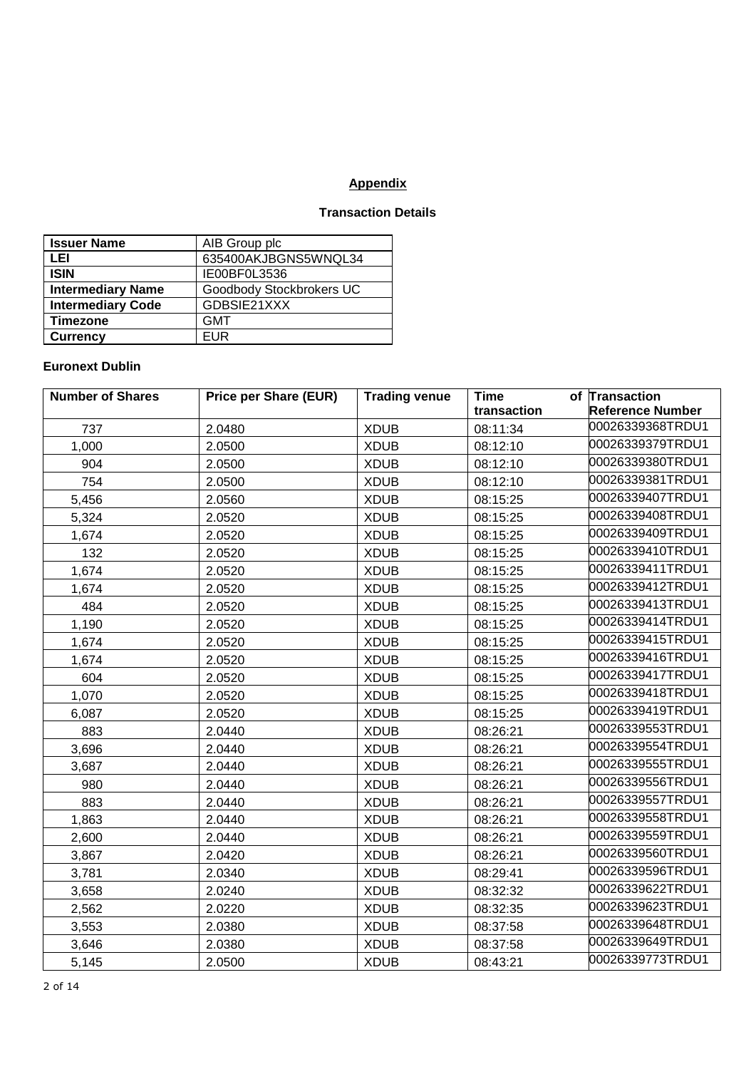## Appendix

### Transaction Details

| Issuer Name | AIB Group plc |
|---|---|
| LEI | 635400AKJBGNS5WNQL34 |
| ISIN | IE00BF0L3536 |
| Intermediary Name | Goodbody Stockbrokers UC |
| Intermediary Code | GDBSIE21XXX |
| Timezone | GMT |
| Currency | EUR |

**Euronext Dublin**

| Number of Shares | Price per Share (EUR) | Trading venue | Time of transaction | Transaction Reference Number |
|---|---|---|---|---|
| 737 | 2.0480 | XDUB | 08:11:34 | 00026339368TRDU1 |
| 1,000 | 2.0500 | XDUB | 08:12:10 | 00026339379TRDU1 |
| 904 | 2.0500 | XDUB | 08:12:10 | 00026339380TRDU1 |
| 754 | 2.0500 | XDUB | 08:12:10 | 00026339381TRDU1 |
| 5,456 | 2.0560 | XDUB | 08:15:25 | 00026339407TRDU1 |
| 5,324 | 2.0520 | XDUB | 08:15:25 | 00026339408TRDU1 |
| 1,674 | 2.0520 | XDUB | 08:15:25 | 00026339409TRDU1 |
| 132 | 2.0520 | XDUB | 08:15:25 | 00026339410TRDU1 |
| 1,674 | 2.0520 | XDUB | 08:15:25 | 00026339411TRDU1 |
| 1,674 | 2.0520 | XDUB | 08:15:25 | 00026339412TRDU1 |
| 484 | 2.0520 | XDUB | 08:15:25 | 00026339413TRDU1 |
| 1,190 | 2.0520 | XDUB | 08:15:25 | 00026339414TRDU1 |
| 1,674 | 2.0520 | XDUB | 08:15:25 | 00026339415TRDU1 |
| 1,674 | 2.0520 | XDUB | 08:15:25 | 00026339416TRDU1 |
| 604 | 2.0520 | XDUB | 08:15:25 | 00026339417TRDU1 |
| 1,070 | 2.0520 | XDUB | 08:15:25 | 00026339418TRDU1 |
| 6,087 | 2.0520 | XDUB | 08:15:25 | 00026339419TRDU1 |
| 883 | 2.0440 | XDUB | 08:26:21 | 00026339553TRDU1 |
| 3,696 | 2.0440 | XDUB | 08:26:21 | 00026339554TRDU1 |
| 3,687 | 2.0440 | XDUB | 08:26:21 | 00026339555TRDU1 |
| 980 | 2.0440 | XDUB | 08:26:21 | 00026339556TRDU1 |
| 883 | 2.0440 | XDUB | 08:26:21 | 00026339557TRDU1 |
| 1,863 | 2.0440 | XDUB | 08:26:21 | 00026339558TRDU1 |
| 2,600 | 2.0440 | XDUB | 08:26:21 | 00026339559TRDU1 |
| 3,867 | 2.0420 | XDUB | 08:26:21 | 00026339560TRDU1 |
| 3,781 | 2.0340 | XDUB | 08:29:41 | 00026339596TRDU1 |
| 3,658 | 2.0240 | XDUB | 08:32:32 | 00026339622TRDU1 |
| 2,562 | 2.0220 | XDUB | 08:32:35 | 00026339623TRDU1 |
| 3,553 | 2.0380 | XDUB | 08:37:58 | 00026339648TRDU1 |
| 3,646 | 2.0380 | XDUB | 08:37:58 | 00026339649TRDU1 |
| 5,145 | 2.0500 | XDUB | 08:43:21 | 00026339773TRDU1 |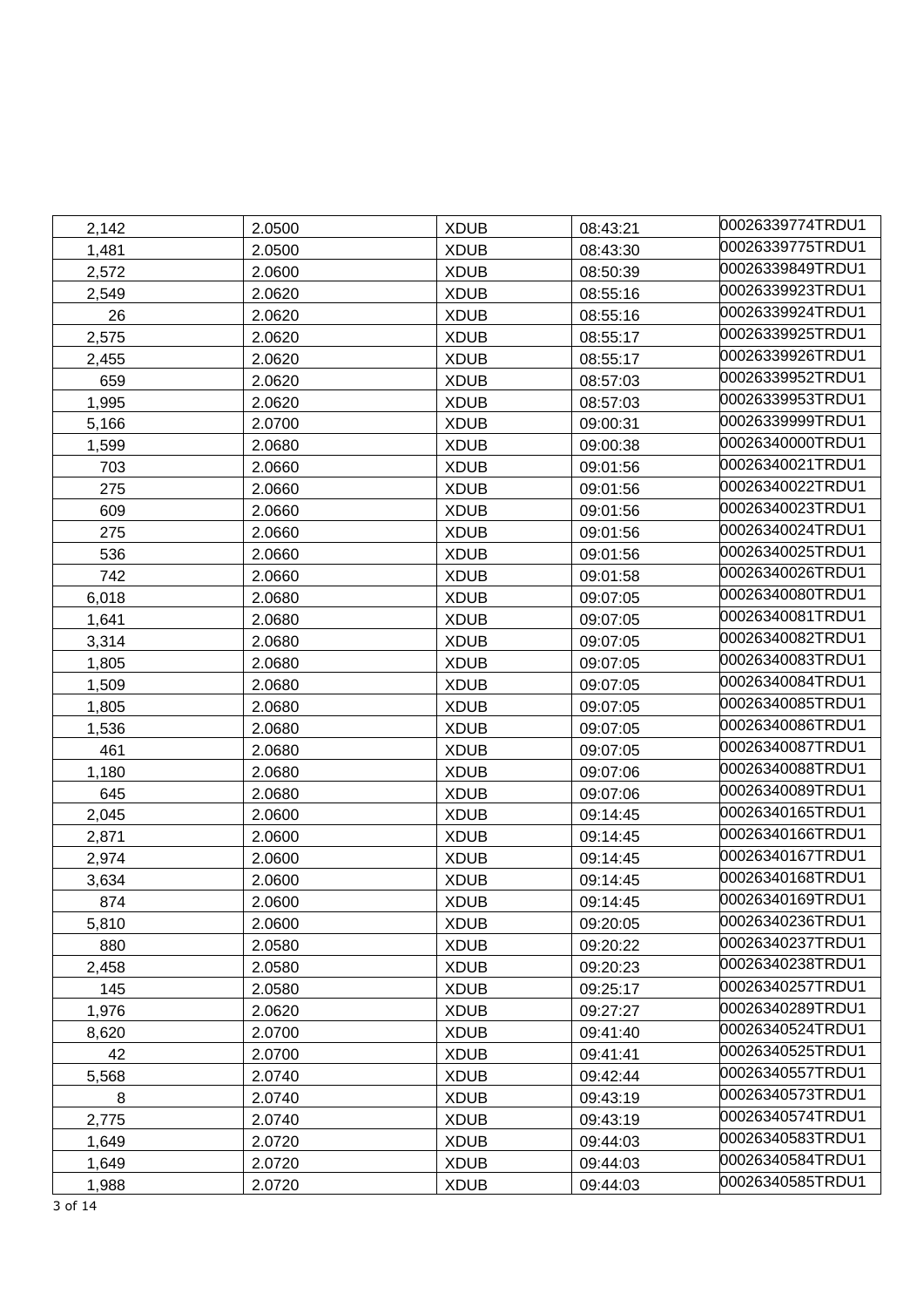| 2,142 | 2.0500 | XDUB | 08:43:21 | 00026339774TRDU1 |
|---|---|---|---|---|
| 1,481 | 2.0500 | XDUB | 08:43:30 | 00026339775TRDU1 |
| 2,572 | 2.0600 | XDUB | 08:50:39 | 00026339849TRDU1 |
| 2,549 | 2.0620 | XDUB | 08:55:16 | 00026339923TRDU1 |
| 26 | 2.0620 | XDUB | 08:55:16 | 00026339924TRDU1 |
| 2,575 | 2.0620 | XDUB | 08:55:17 | 00026339925TRDU1 |
| 2,455 | 2.0620 | XDUB | 08:55:17 | 00026339926TRDU1 |
| 659 | 2.0620 | XDUB | 08:57:03 | 00026339952TRDU1 |
| 1,995 | 2.0620 | XDUB | 08:57:03 | 00026339953TRDU1 |
| 5,166 | 2.0700 | XDUB | 09:00:31 | 00026339999TRDU1 |
| 1,599 | 2.0680 | XDUB | 09:00:38 | 00026340000TRDU1 |
| 703 | 2.0660 | XDUB | 09:01:56 | 00026340021TRDU1 |
| 275 | 2.0660 | XDUB | 09:01:56 | 00026340022TRDU1 |
| 609 | 2.0660 | XDUB | 09:01:56 | 00026340023TRDU1 |
| 275 | 2.0660 | XDUB | 09:01:56 | 00026340024TRDU1 |
| 536 | 2.0660 | XDUB | 09:01:56 | 00026340025TRDU1 |
| 742 | 2.0660 | XDUB | 09:01:58 | 00026340026TRDU1 |
| 6,018 | 2.0680 | XDUB | 09:07:05 | 00026340080TRDU1 |
| 1,641 | 2.0680 | XDUB | 09:07:05 | 00026340081TRDU1 |
| 3,314 | 2.0680 | XDUB | 09:07:05 | 00026340082TRDU1 |
| 1,805 | 2.0680 | XDUB | 09:07:05 | 00026340083TRDU1 |
| 1,509 | 2.0680 | XDUB | 09:07:05 | 00026340084TRDU1 |
| 1,805 | 2.0680 | XDUB | 09:07:05 | 00026340085TRDU1 |
| 1,536 | 2.0680 | XDUB | 09:07:05 | 00026340086TRDU1 |
| 461 | 2.0680 | XDUB | 09:07:05 | 00026340087TRDU1 |
| 1,180 | 2.0680 | XDUB | 09:07:06 | 00026340088TRDU1 |
| 645 | 2.0680 | XDUB | 09:07:06 | 00026340089TRDU1 |
| 2,045 | 2.0600 | XDUB | 09:14:45 | 00026340165TRDU1 |
| 2,871 | 2.0600 | XDUB | 09:14:45 | 00026340166TRDU1 |
| 2,974 | 2.0600 | XDUB | 09:14:45 | 00026340167TRDU1 |
| 3,634 | 2.0600 | XDUB | 09:14:45 | 00026340168TRDU1 |
| 874 | 2.0600 | XDUB | 09:14:45 | 00026340169TRDU1 |
| 5,810 | 2.0600 | XDUB | 09:20:05 | 00026340236TRDU1 |
| 880 | 2.0580 | XDUB | 09:20:22 | 00026340237TRDU1 |
| 2,458 | 2.0580 | XDUB | 09:20:23 | 00026340238TRDU1 |
| 145 | 2.0580 | XDUB | 09:25:17 | 00026340257TRDU1 |
| 1,976 | 2.0620 | XDUB | 09:27:27 | 00026340289TRDU1 |
| 8,620 | 2.0700 | XDUB | 09:41:40 | 00026340524TRDU1 |
| 42 | 2.0700 | XDUB | 09:41:41 | 00026340525TRDU1 |
| 5,568 | 2.0740 | XDUB | 09:42:44 | 00026340557TRDU1 |
| 8 | 2.0740 | XDUB | 09:43:19 | 00026340573TRDU1 |
| 2,775 | 2.0740 | XDUB | 09:43:19 | 00026340574TRDU1 |
| 1,649 | 2.0720 | XDUB | 09:44:03 | 00026340583TRDU1 |
| 1,649 | 2.0720 | XDUB | 09:44:03 | 00026340584TRDU1 |
| 1,988 | 2.0720 | XDUB | 09:44:03 | 00026340585TRDU1 |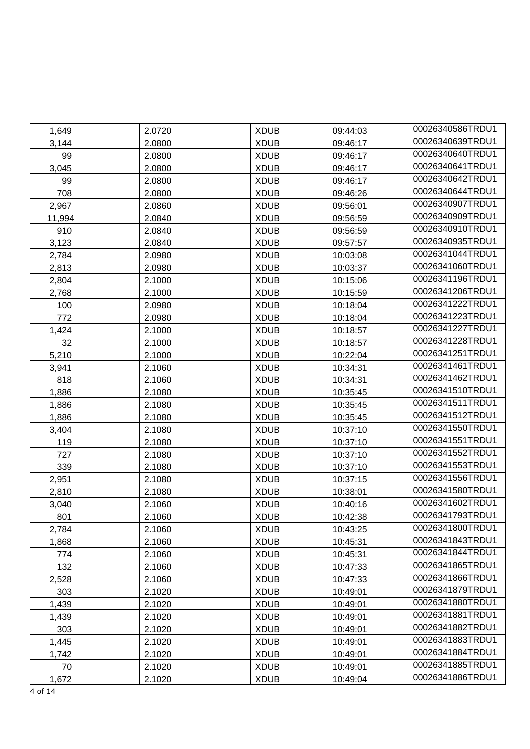| | | | | |
|---|---|---|---|---|
| 1,649 | 2.0720 | XDUB | 09:44:03 | 00026340586TRDU1 |
| 3,144 | 2.0800 | XDUB | 09:46:17 | 00026340639TRDU1 |
| 99 | 2.0800 | XDUB | 09:46:17 | 00026340640TRDU1 |
| 3,045 | 2.0800 | XDUB | 09:46:17 | 00026340641TRDU1 |
| 99 | 2.0800 | XDUB | 09:46:17 | 00026340642TRDU1 |
| 708 | 2.0800 | XDUB | 09:46:26 | 00026340644TRDU1 |
| 2,967 | 2.0860 | XDUB | 09:56:01 | 00026340907TRDU1 |
| 11,994 | 2.0840 | XDUB | 09:56:59 | 00026340909TRDU1 |
| 910 | 2.0840 | XDUB | 09:56:59 | 00026340910TRDU1 |
| 3,123 | 2.0840 | XDUB | 09:57:57 | 00026340935TRDU1 |
| 2,784 | 2.0980 | XDUB | 10:03:08 | 00026341044TRDU1 |
| 2,813 | 2.0980 | XDUB | 10:03:37 | 00026341060TRDU1 |
| 2,804 | 2.1000 | XDUB | 10:15:06 | 00026341196TRDU1 |
| 2,768 | 2.1000 | XDUB | 10:15:59 | 00026341206TRDU1 |
| 100 | 2.0980 | XDUB | 10:18:04 | 00026341222TRDU1 |
| 772 | 2.0980 | XDUB | 10:18:04 | 00026341223TRDU1 |
| 1,424 | 2.1000 | XDUB | 10:18:57 | 00026341227TRDU1 |
| 32 | 2.1000 | XDUB | 10:18:57 | 00026341228TRDU1 |
| 5,210 | 2.1000 | XDUB | 10:22:04 | 00026341251TRDU1 |
| 3,941 | 2.1060 | XDUB | 10:34:31 | 00026341461TRDU1 |
| 818 | 2.1060 | XDUB | 10:34:31 | 00026341462TRDU1 |
| 1,886 | 2.1080 | XDUB | 10:35:45 | 00026341510TRDU1 |
| 1,886 | 2.1080 | XDUB | 10:35:45 | 00026341511TRDU1 |
| 1,886 | 2.1080 | XDUB | 10:35:45 | 00026341512TRDU1 |
| 3,404 | 2.1080 | XDUB | 10:37:10 | 00026341550TRDU1 |
| 119 | 2.1080 | XDUB | 10:37:10 | 00026341551TRDU1 |
| 727 | 2.1080 | XDUB | 10:37:10 | 00026341552TRDU1 |
| 339 | 2.1080 | XDUB | 10:37:10 | 00026341553TRDU1 |
| 2,951 | 2.1080 | XDUB | 10:37:15 | 00026341556TRDU1 |
| 2,810 | 2.1080 | XDUB | 10:38:01 | 00026341580TRDU1 |
| 3,040 | 2.1060 | XDUB | 10:40:16 | 00026341602TRDU1 |
| 801 | 2.1060 | XDUB | 10:42:38 | 00026341793TRDU1 |
| 2,784 | 2.1060 | XDUB | 10:43:25 | 00026341800TRDU1 |
| 1,868 | 2.1060 | XDUB | 10:45:31 | 00026341843TRDU1 |
| 774 | 2.1060 | XDUB | 10:45:31 | 00026341844TRDU1 |
| 132 | 2.1060 | XDUB | 10:47:33 | 00026341865TRDU1 |
| 2,528 | 2.1060 | XDUB | 10:47:33 | 00026341866TRDU1 |
| 303 | 2.1020 | XDUB | 10:49:01 | 00026341879TRDU1 |
| 1,439 | 2.1020 | XDUB | 10:49:01 | 00026341880TRDU1 |
| 1,439 | 2.1020 | XDUB | 10:49:01 | 00026341881TRDU1 |
| 303 | 2.1020 | XDUB | 10:49:01 | 00026341882TRDU1 |
| 1,445 | 2.1020 | XDUB | 10:49:01 | 00026341883TRDU1 |
| 1,742 | 2.1020 | XDUB | 10:49:01 | 00026341884TRDU1 |
| 70 | 2.1020 | XDUB | 10:49:01 | 00026341885TRDU1 |
| 1,672 | 2.1020 | XDUB | 10:49:04 | 00026341886TRDU1 |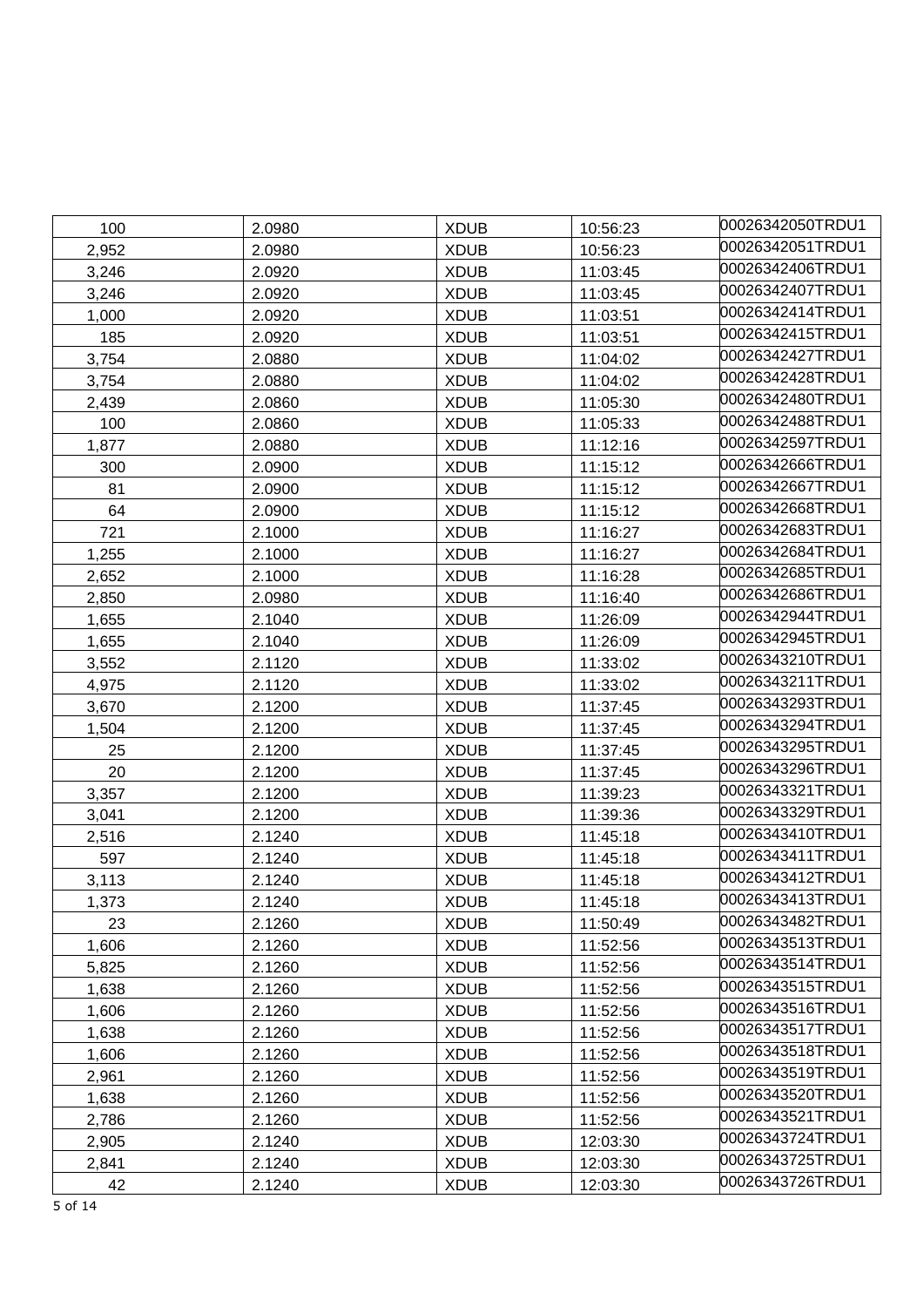| | | | | |
|---|---|---|---|---|
| 100 | 2.0980 | XDUB | 10:56:23 | 00026342050TRDU1 |
| 2,952 | 2.0980 | XDUB | 10:56:23 | 00026342051TRDU1 |
| 3,246 | 2.0920 | XDUB | 11:03:45 | 00026342406TRDU1 |
| 3,246 | 2.0920 | XDUB | 11:03:45 | 00026342407TRDU1 |
| 1,000 | 2.0920 | XDUB | 11:03:51 | 00026342414TRDU1 |
| 185 | 2.0920 | XDUB | 11:03:51 | 00026342415TRDU1 |
| 3,754 | 2.0880 | XDUB | 11:04:02 | 00026342427TRDU1 |
| 3,754 | 2.0880 | XDUB | 11:04:02 | 00026342428TRDU1 |
| 2,439 | 2.0860 | XDUB | 11:05:30 | 00026342480TRDU1 |
| 100 | 2.0860 | XDUB | 11:05:33 | 00026342488TRDU1 |
| 1,877 | 2.0880 | XDUB | 11:12:16 | 00026342597TRDU1 |
| 300 | 2.0900 | XDUB | 11:15:12 | 00026342666TRDU1 |
| 81 | 2.0900 | XDUB | 11:15:12 | 00026342667TRDU1 |
| 64 | 2.0900 | XDUB | 11:15:12 | 00026342668TRDU1 |
| 721 | 2.1000 | XDUB | 11:16:27 | 00026342683TRDU1 |
| 1,255 | 2.1000 | XDUB | 11:16:27 | 00026342684TRDU1 |
| 2,652 | 2.1000 | XDUB | 11:16:28 | 00026342685TRDU1 |
| 2,850 | 2.0980 | XDUB | 11:16:40 | 00026342686TRDU1 |
| 1,655 | 2.1040 | XDUB | 11:26:09 | 00026342944TRDU1 |
| 1,655 | 2.1040 | XDUB | 11:26:09 | 00026342945TRDU1 |
| 3,552 | 2.1120 | XDUB | 11:33:02 | 00026343210TRDU1 |
| 4,975 | 2.1120 | XDUB | 11:33:02 | 00026343211TRDU1 |
| 3,670 | 2.1200 | XDUB | 11:37:45 | 00026343293TRDU1 |
| 1,504 | 2.1200 | XDUB | 11:37:45 | 00026343294TRDU1 |
| 25 | 2.1200 | XDUB | 11:37:45 | 00026343295TRDU1 |
| 20 | 2.1200 | XDUB | 11:37:45 | 00026343296TRDU1 |
| 3,357 | 2.1200 | XDUB | 11:39:23 | 00026343321TRDU1 |
| 3,041 | 2.1200 | XDUB | 11:39:36 | 00026343329TRDU1 |
| 2,516 | 2.1240 | XDUB | 11:45:18 | 00026343410TRDU1 |
| 597 | 2.1240 | XDUB | 11:45:18 | 00026343411TRDU1 |
| 3,113 | 2.1240 | XDUB | 11:45:18 | 00026343412TRDU1 |
| 1,373 | 2.1240 | XDUB | 11:45:18 | 00026343413TRDU1 |
| 23 | 2.1260 | XDUB | 11:50:49 | 00026343482TRDU1 |
| 1,606 | 2.1260 | XDUB | 11:52:56 | 00026343513TRDU1 |
| 5,825 | 2.1260 | XDUB | 11:52:56 | 00026343514TRDU1 |
| 1,638 | 2.1260 | XDUB | 11:52:56 | 00026343515TRDU1 |
| 1,606 | 2.1260 | XDUB | 11:52:56 | 00026343516TRDU1 |
| 1,638 | 2.1260 | XDUB | 11:52:56 | 00026343517TRDU1 |
| 1,606 | 2.1260 | XDUB | 11:52:56 | 00026343518TRDU1 |
| 2,961 | 2.1260 | XDUB | 11:52:56 | 00026343519TRDU1 |
| 1,638 | 2.1260 | XDUB | 11:52:56 | 00026343520TRDU1 |
| 2,786 | 2.1260 | XDUB | 11:52:56 | 00026343521TRDU1 |
| 2,905 | 2.1240 | XDUB | 12:03:30 | 00026343724TRDU1 |
| 2,841 | 2.1240 | XDUB | 12:03:30 | 00026343725TRDU1 |
| 42 | 2.1240 | XDUB | 12:03:30 | 00026343726TRDU1 |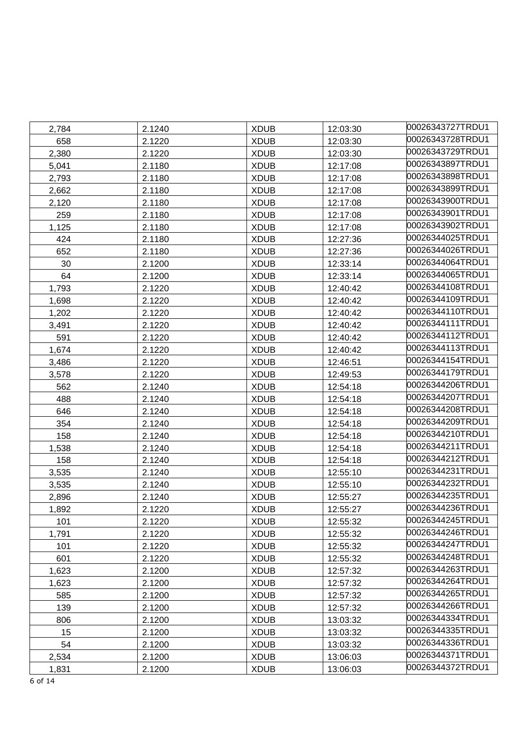| 2,784 | 2.1240 | XDUB | 12:03:30 | 00026343727TRDU1 |
|---|---|---|---|---|
| 658 | 2.1220 | XDUB | 12:03:30 | 00026343728TRDU1 |
| 2,380 | 2.1220 | XDUB | 12:03:30 | 00026343729TRDU1 |
| 5,041 | 2.1180 | XDUB | 12:17:08 | 00026343897TRDU1 |
| 2,793 | 2.1180 | XDUB | 12:17:08 | 00026343898TRDU1 |
| 2,662 | 2.1180 | XDUB | 12:17:08 | 00026343899TRDU1 |
| 2,120 | 2.1180 | XDUB | 12:17:08 | 00026343900TRDU1 |
| 259 | 2.1180 | XDUB | 12:17:08 | 00026343901TRDU1 |
| 1,125 | 2.1180 | XDUB | 12:17:08 | 00026343902TRDU1 |
| 424 | 2.1180 | XDUB | 12:27:36 | 00026344025TRDU1 |
| 652 | 2.1180 | XDUB | 12:27:36 | 00026344026TRDU1 |
| 30 | 2.1200 | XDUB | 12:33:14 | 00026344064TRDU1 |
| 64 | 2.1200 | XDUB | 12:33:14 | 00026344065TRDU1 |
| 1,793 | 2.1220 | XDUB | 12:40:42 | 00026344108TRDU1 |
| 1,698 | 2.1220 | XDUB | 12:40:42 | 00026344109TRDU1 |
| 1,202 | 2.1220 | XDUB | 12:40:42 | 00026344110TRDU1 |
| 3,491 | 2.1220 | XDUB | 12:40:42 | 00026344111TRDU1 |
| 591 | 2.1220 | XDUB | 12:40:42 | 00026344112TRDU1 |
| 1,674 | 2.1220 | XDUB | 12:40:42 | 00026344113TRDU1 |
| 3,486 | 2.1220 | XDUB | 12:46:51 | 00026344154TRDU1 |
| 3,578 | 2.1220 | XDUB | 12:49:53 | 00026344179TRDU1 |
| 562 | 2.1240 | XDUB | 12:54:18 | 00026344206TRDU1 |
| 488 | 2.1240 | XDUB | 12:54:18 | 00026344207TRDU1 |
| 646 | 2.1240 | XDUB | 12:54:18 | 00026344208TRDU1 |
| 354 | 2.1240 | XDUB | 12:54:18 | 00026344209TRDU1 |
| 158 | 2.1240 | XDUB | 12:54:18 | 00026344210TRDU1 |
| 1,538 | 2.1240 | XDUB | 12:54:18 | 00026344211TRDU1 |
| 158 | 2.1240 | XDUB | 12:54:18 | 00026344212TRDU1 |
| 3,535 | 2.1240 | XDUB | 12:55:10 | 00026344231TRDU1 |
| 3,535 | 2.1240 | XDUB | 12:55:10 | 00026344232TRDU1 |
| 2,896 | 2.1240 | XDUB | 12:55:27 | 00026344235TRDU1 |
| 1,892 | 2.1220 | XDUB | 12:55:27 | 00026344236TRDU1 |
| 101 | 2.1220 | XDUB | 12:55:32 | 00026344245TRDU1 |
| 1,791 | 2.1220 | XDUB | 12:55:32 | 00026344246TRDU1 |
| 101 | 2.1220 | XDUB | 12:55:32 | 00026344247TRDU1 |
| 601 | 2.1220 | XDUB | 12:55:32 | 00026344248TRDU1 |
| 1,623 | 2.1200 | XDUB | 12:57:32 | 00026344263TRDU1 |
| 1,623 | 2.1200 | XDUB | 12:57:32 | 00026344264TRDU1 |
| 585 | 2.1200 | XDUB | 12:57:32 | 00026344265TRDU1 |
| 139 | 2.1200 | XDUB | 12:57:32 | 00026344266TRDU1 |
| 806 | 2.1200 | XDUB | 13:03:32 | 00026344334TRDU1 |
| 15 | 2.1200 | XDUB | 13:03:32 | 00026344335TRDU1 |
| 54 | 2.1200 | XDUB | 13:03:32 | 00026344336TRDU1 |
| 2,534 | 2.1200 | XDUB | 13:06:03 | 00026344371TRDU1 |
| 1,831 | 2.1200 | XDUB | 13:06:03 | 00026344372TRDU1 |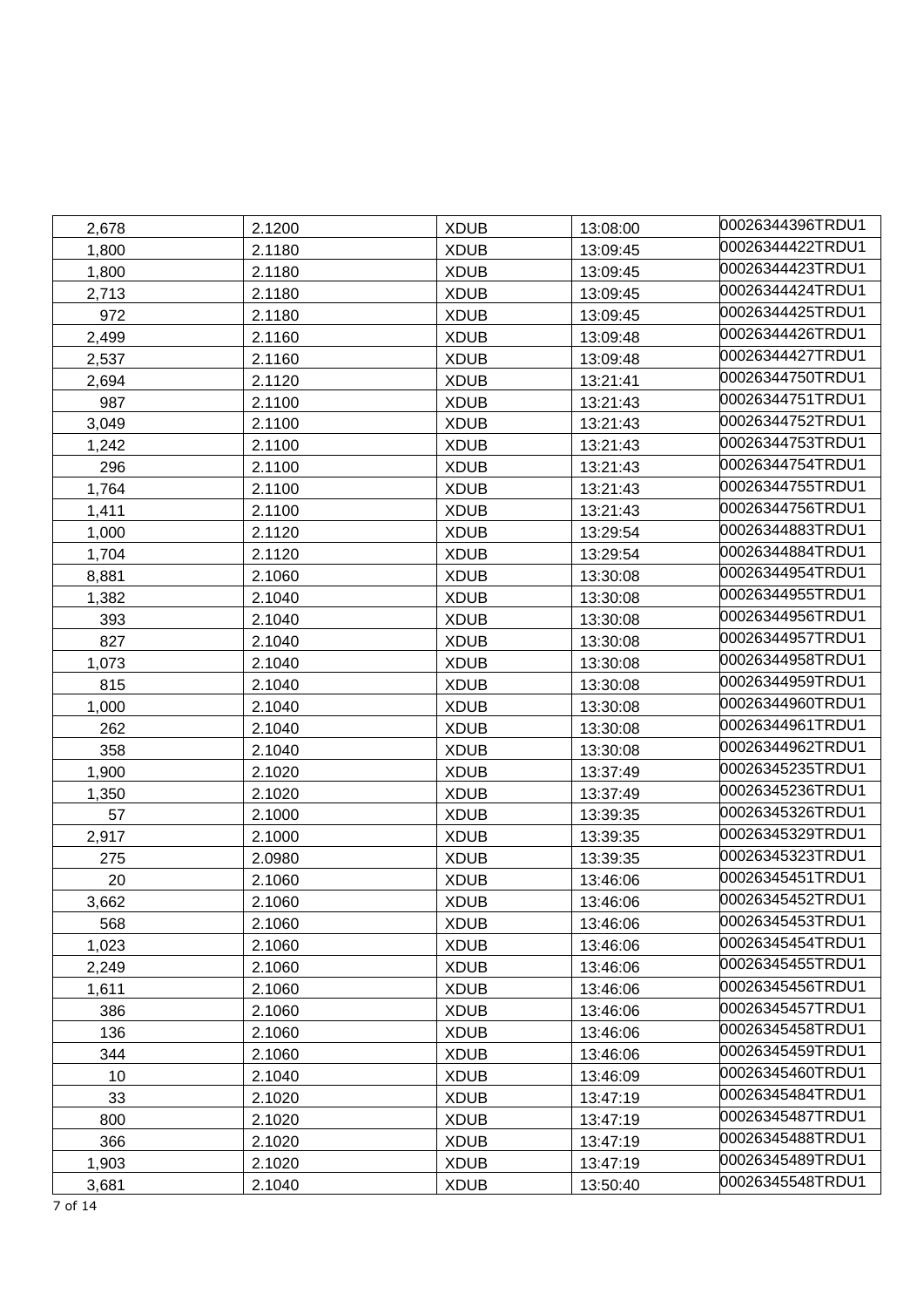| 2,678 | 2.1200 | XDUB | 13:08:00 | 00026344396TRDU1 |
|---|---|---|---|---|
| 1,800 | 2.1180 | XDUB | 13:09:45 | 00026344422TRDU1 |
| 1,800 | 2.1180 | XDUB | 13:09:45 | 00026344423TRDU1 |
| 2,713 | 2.1180 | XDUB | 13:09:45 | 00026344424TRDU1 |
| 972 | 2.1180 | XDUB | 13:09:45 | 00026344425TRDU1 |
| 2,499 | 2.1160 | XDUB | 13:09:48 | 00026344426TRDU1 |
| 2,537 | 2.1160 | XDUB | 13:09:48 | 00026344427TRDU1 |
| 2,694 | 2.1120 | XDUB | 13:21:41 | 00026344750TRDU1 |
| 987 | 2.1100 | XDUB | 13:21:43 | 00026344751TRDU1 |
| 3,049 | 2.1100 | XDUB | 13:21:43 | 00026344752TRDU1 |
| 1,242 | 2.1100 | XDUB | 13:21:43 | 00026344753TRDU1 |
| 296 | 2.1100 | XDUB | 13:21:43 | 00026344754TRDU1 |
| 1,764 | 2.1100 | XDUB | 13:21:43 | 00026344755TRDU1 |
| 1,411 | 2.1100 | XDUB | 13:21:43 | 00026344756TRDU1 |
| 1,000 | 2.1120 | XDUB | 13:29:54 | 00026344883TRDU1 |
| 1,704 | 2.1120 | XDUB | 13:29:54 | 00026344884TRDU1 |
| 8,881 | 2.1060 | XDUB | 13:30:08 | 00026344954TRDU1 |
| 1,382 | 2.1040 | XDUB | 13:30:08 | 00026344955TRDU1 |
| 393 | 2.1040 | XDUB | 13:30:08 | 00026344956TRDU1 |
| 827 | 2.1040 | XDUB | 13:30:08 | 00026344957TRDU1 |
| 1,073 | 2.1040 | XDUB | 13:30:08 | 00026344958TRDU1 |
| 815 | 2.1040 | XDUB | 13:30:08 | 00026344959TRDU1 |
| 1,000 | 2.1040 | XDUB | 13:30:08 | 00026344960TRDU1 |
| 262 | 2.1040 | XDUB | 13:30:08 | 00026344961TRDU1 |
| 358 | 2.1040 | XDUB | 13:30:08 | 00026344962TRDU1 |
| 1,900 | 2.1020 | XDUB | 13:37:49 | 00026345235TRDU1 |
| 1,350 | 2.1020 | XDUB | 13:37:49 | 00026345236TRDU1 |
| 57 | 2.1000 | XDUB | 13:39:35 | 00026345326TRDU1 |
| 2,917 | 2.1000 | XDUB | 13:39:35 | 00026345329TRDU1 |
| 275 | 2.0980 | XDUB | 13:39:35 | 00026345323TRDU1 |
| 20 | 2.1060 | XDUB | 13:46:06 | 00026345451TRDU1 |
| 3,662 | 2.1060 | XDUB | 13:46:06 | 00026345452TRDU1 |
| 568 | 2.1060 | XDUB | 13:46:06 | 00026345453TRDU1 |
| 1,023 | 2.1060 | XDUB | 13:46:06 | 00026345454TRDU1 |
| 2,249 | 2.1060 | XDUB | 13:46:06 | 00026345455TRDU1 |
| 1,611 | 2.1060 | XDUB | 13:46:06 | 00026345456TRDU1 |
| 386 | 2.1060 | XDUB | 13:46:06 | 00026345457TRDU1 |
| 136 | 2.1060 | XDUB | 13:46:06 | 00026345458TRDU1 |
| 344 | 2.1060 | XDUB | 13:46:06 | 00026345459TRDU1 |
| 10 | 2.1040 | XDUB | 13:46:09 | 00026345460TRDU1 |
| 33 | 2.1020 | XDUB | 13:47:19 | 00026345484TRDU1 |
| 800 | 2.1020 | XDUB | 13:47:19 | 00026345487TRDU1 |
| 366 | 2.1020 | XDUB | 13:47:19 | 00026345488TRDU1 |
| 1,903 | 2.1020 | XDUB | 13:47:19 | 00026345489TRDU1 |
| 3,681 | 2.1040 | XDUB | 13:50:40 | 00026345548TRDU1 |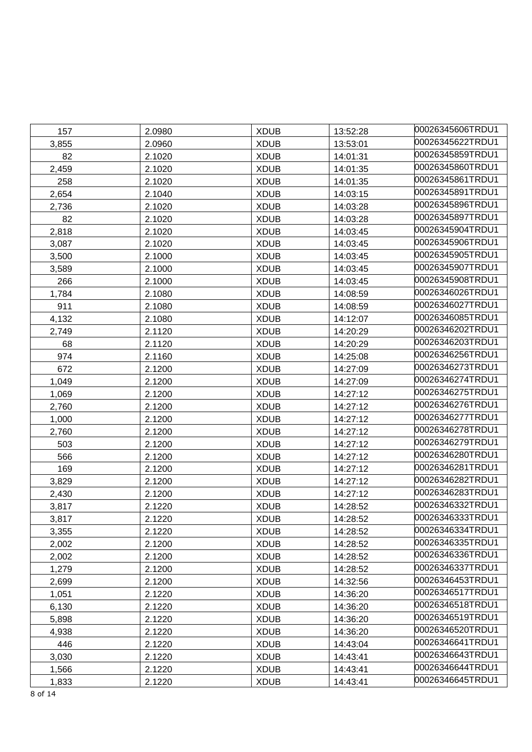| | | | | |
|---|---|---|---|---|
| 157 | 2.0980 | XDUB | 13:52:28 | 00026345606TRDU1 |
| 3,855 | 2.0960 | XDUB | 13:53:01 | 00026345622TRDU1 |
| 82 | 2.1020 | XDUB | 14:01:31 | 00026345859TRDU1 |
| 2,459 | 2.1020 | XDUB | 14:01:35 | 00026345860TRDU1 |
| 258 | 2.1020 | XDUB | 14:01:35 | 00026345861TRDU1 |
| 2,654 | 2.1040 | XDUB | 14:03:15 | 00026345891TRDU1 |
| 2,736 | 2.1020 | XDUB | 14:03:28 | 00026345896TRDU1 |
| 82 | 2.1020 | XDUB | 14:03:28 | 00026345897TRDU1 |
| 2,818 | 2.1020 | XDUB | 14:03:45 | 00026345904TRDU1 |
| 3,087 | 2.1020 | XDUB | 14:03:45 | 00026345906TRDU1 |
| 3,500 | 2.1000 | XDUB | 14:03:45 | 00026345905TRDU1 |
| 3,589 | 2.1000 | XDUB | 14:03:45 | 00026345907TRDU1 |
| 266 | 2.1000 | XDUB | 14:03:45 | 00026345908TRDU1 |
| 1,784 | 2.1080 | XDUB | 14:08:59 | 00026346026TRDU1 |
| 911 | 2.1080 | XDUB | 14:08:59 | 00026346027TRDU1 |
| 4,132 | 2.1080 | XDUB | 14:12:07 | 00026346085TRDU1 |
| 2,749 | 2.1120 | XDUB | 14:20:29 | 00026346202TRDU1 |
| 68 | 2.1120 | XDUB | 14:20:29 | 00026346203TRDU1 |
| 974 | 2.1160 | XDUB | 14:25:08 | 00026346256TRDU1 |
| 672 | 2.1200 | XDUB | 14:27:09 | 00026346273TRDU1 |
| 1,049 | 2.1200 | XDUB | 14:27:09 | 00026346274TRDU1 |
| 1,069 | 2.1200 | XDUB | 14:27:12 | 00026346275TRDU1 |
| 2,760 | 2.1200 | XDUB | 14:27:12 | 00026346276TRDU1 |
| 1,000 | 2.1200 | XDUB | 14:27:12 | 00026346277TRDU1 |
| 2,760 | 2.1200 | XDUB | 14:27:12 | 00026346278TRDU1 |
| 503 | 2.1200 | XDUB | 14:27:12 | 00026346279TRDU1 |
| 566 | 2.1200 | XDUB | 14:27:12 | 00026346280TRDU1 |
| 169 | 2.1200 | XDUB | 14:27:12 | 00026346281TRDU1 |
| 3,829 | 2.1200 | XDUB | 14:27:12 | 00026346282TRDU1 |
| 2,430 | 2.1200 | XDUB | 14:27:12 | 00026346283TRDU1 |
| 3,817 | 2.1220 | XDUB | 14:28:52 | 00026346332TRDU1 |
| 3,817 | 2.1220 | XDUB | 14:28:52 | 00026346333TRDU1 |
| 3,355 | 2.1220 | XDUB | 14:28:52 | 00026346334TRDU1 |
| 2,002 | 2.1200 | XDUB | 14:28:52 | 00026346335TRDU1 |
| 2,002 | 2.1200 | XDUB | 14:28:52 | 00026346336TRDU1 |
| 1,279 | 2.1200 | XDUB | 14:28:52 | 00026346337TRDU1 |
| 2,699 | 2.1200 | XDUB | 14:32:56 | 00026346453TRDU1 |
| 1,051 | 2.1220 | XDUB | 14:36:20 | 00026346517TRDU1 |
| 6,130 | 2.1220 | XDUB | 14:36:20 | 00026346518TRDU1 |
| 5,898 | 2.1220 | XDUB | 14:36:20 | 00026346519TRDU1 |
| 4,938 | 2.1220 | XDUB | 14:36:20 | 00026346520TRDU1 |
| 446 | 2.1220 | XDUB | 14:43:04 | 00026346641TRDU1 |
| 3,030 | 2.1220 | XDUB | 14:43:41 | 00026346643TRDU1 |
| 1,566 | 2.1220 | XDUB | 14:43:41 | 00026346644TRDU1 |
| 1,833 | 2.1220 | XDUB | 14:43:41 | 00026346645TRDU1 |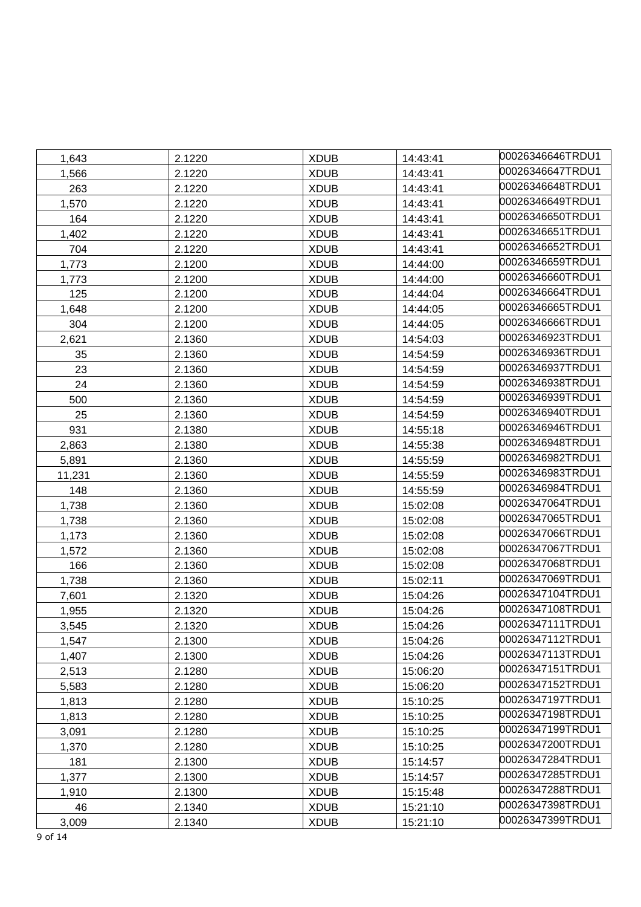| 1,643 | 2.1220 | XDUB | 14:43:41 | 00026346646TRDU1 |
|---|---|---|---|---|
| 1,566 | 2.1220 | XDUB | 14:43:41 | 00026346647TRDU1 |
| 263 | 2.1220 | XDUB | 14:43:41 | 00026346648TRDU1 |
| 1,570 | 2.1220 | XDUB | 14:43:41 | 00026346649TRDU1 |
| 164 | 2.1220 | XDUB | 14:43:41 | 00026346650TRDU1 |
| 1,402 | 2.1220 | XDUB | 14:43:41 | 00026346651TRDU1 |
| 704 | 2.1220 | XDUB | 14:43:41 | 00026346652TRDU1 |
| 1,773 | 2.1200 | XDUB | 14:44:00 | 00026346659TRDU1 |
| 1,773 | 2.1200 | XDUB | 14:44:00 | 00026346660TRDU1 |
| 125 | 2.1200 | XDUB | 14:44:04 | 00026346664TRDU1 |
| 1,648 | 2.1200 | XDUB | 14:44:05 | 00026346665TRDU1 |
| 304 | 2.1200 | XDUB | 14:44:05 | 00026346666TRDU1 |
| 2,621 | 2.1360 | XDUB | 14:54:03 | 00026346923TRDU1 |
| 35 | 2.1360 | XDUB | 14:54:59 | 00026346936TRDU1 |
| 23 | 2.1360 | XDUB | 14:54:59 | 00026346937TRDU1 |
| 24 | 2.1360 | XDUB | 14:54:59 | 00026346938TRDU1 |
| 500 | 2.1360 | XDUB | 14:54:59 | 00026346939TRDU1 |
| 25 | 2.1360 | XDUB | 14:54:59 | 00026346940TRDU1 |
| 931 | 2.1380 | XDUB | 14:55:18 | 00026346946TRDU1 |
| 2,863 | 2.1380 | XDUB | 14:55:38 | 00026346948TRDU1 |
| 5,891 | 2.1360 | XDUB | 14:55:59 | 00026346982TRDU1 |
| 11,231 | 2.1360 | XDUB | 14:55:59 | 00026346983TRDU1 |
| 148 | 2.1360 | XDUB | 14:55:59 | 00026346984TRDU1 |
| 1,738 | 2.1360 | XDUB | 15:02:08 | 00026347064TRDU1 |
| 1,738 | 2.1360 | XDUB | 15:02:08 | 00026347065TRDU1 |
| 1,173 | 2.1360 | XDUB | 15:02:08 | 00026347066TRDU1 |
| 1,572 | 2.1360 | XDUB | 15:02:08 | 00026347067TRDU1 |
| 166 | 2.1360 | XDUB | 15:02:08 | 00026347068TRDU1 |
| 1,738 | 2.1360 | XDUB | 15:02:11 | 00026347069TRDU1 |
| 7,601 | 2.1320 | XDUB | 15:04:26 | 00026347104TRDU1 |
| 1,955 | 2.1320 | XDUB | 15:04:26 | 00026347108TRDU1 |
| 3,545 | 2.1320 | XDUB | 15:04:26 | 00026347111TRDU1 |
| 1,547 | 2.1300 | XDUB | 15:04:26 | 00026347112TRDU1 |
| 1,407 | 2.1300 | XDUB | 15:04:26 | 00026347113TRDU1 |
| 2,513 | 2.1280 | XDUB | 15:06:20 | 00026347151TRDU1 |
| 5,583 | 2.1280 | XDUB | 15:06:20 | 00026347152TRDU1 |
| 1,813 | 2.1280 | XDUB | 15:10:25 | 00026347197TRDU1 |
| 1,813 | 2.1280 | XDUB | 15:10:25 | 00026347198TRDU1 |
| 3,091 | 2.1280 | XDUB | 15:10:25 | 00026347199TRDU1 |
| 1,370 | 2.1280 | XDUB | 15:10:25 | 00026347200TRDU1 |
| 181 | 2.1300 | XDUB | 15:14:57 | 00026347284TRDU1 |
| 1,377 | 2.1300 | XDUB | 15:14:57 | 00026347285TRDU1 |
| 1,910 | 2.1300 | XDUB | 15:15:48 | 00026347288TRDU1 |
| 46 | 2.1340 | XDUB | 15:21:10 | 00026347398TRDU1 |
| 3,009 | 2.1340 | XDUB | 15:21:10 | 00026347399TRDU1 |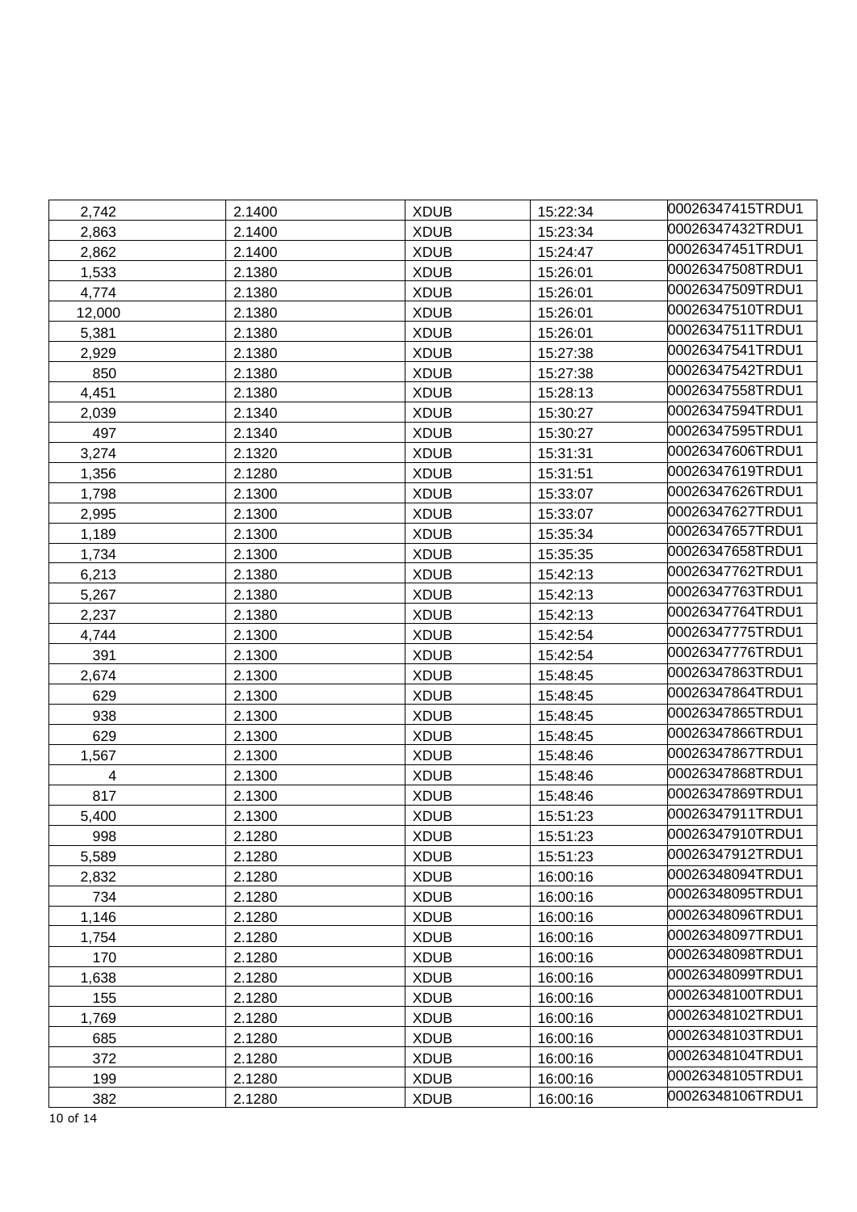| 2,742 | 2.1400 | XDUB | 15:22:34 | 00026347415TRDU1 |
|---|---|---|---|---|
| 2,863 | 2.1400 | XDUB | 15:23:34 | 00026347432TRDU1 |
| 2,862 | 2.1400 | XDUB | 15:24:47 | 00026347451TRDU1 |
| 1,533 | 2.1380 | XDUB | 15:26:01 | 00026347508TRDU1 |
| 4,774 | 2.1380 | XDUB | 15:26:01 | 00026347509TRDU1 |
| 12,000 | 2.1380 | XDUB | 15:26:01 | 00026347510TRDU1 |
| 5,381 | 2.1380 | XDUB | 15:26:01 | 00026347511TRDU1 |
| 2,929 | 2.1380 | XDUB | 15:27:38 | 00026347541TRDU1 |
| 850 | 2.1380 | XDUB | 15:27:38 | 00026347542TRDU1 |
| 4,451 | 2.1380 | XDUB | 15:28:13 | 00026347558TRDU1 |
| 2,039 | 2.1340 | XDUB | 15:30:27 | 00026347594TRDU1 |
| 497 | 2.1340 | XDUB | 15:30:27 | 00026347595TRDU1 |
| 3,274 | 2.1320 | XDUB | 15:31:31 | 00026347606TRDU1 |
| 1,356 | 2.1280 | XDUB | 15:31:51 | 00026347619TRDU1 |
| 1,798 | 2.1300 | XDUB | 15:33:07 | 00026347626TRDU1 |
| 2,995 | 2.1300 | XDUB | 15:33:07 | 00026347627TRDU1 |
| 1,189 | 2.1300 | XDUB | 15:35:34 | 00026347657TRDU1 |
| 1,734 | 2.1300 | XDUB | 15:35:35 | 00026347658TRDU1 |
| 6,213 | 2.1380 | XDUB | 15:42:13 | 00026347762TRDU1 |
| 5,267 | 2.1380 | XDUB | 15:42:13 | 00026347763TRDU1 |
| 2,237 | 2.1380 | XDUB | 15:42:13 | 00026347764TRDU1 |
| 4,744 | 2.1300 | XDUB | 15:42:54 | 00026347775TRDU1 |
| 391 | 2.1300 | XDUB | 15:42:54 | 00026347776TRDU1 |
| 2,674 | 2.1300 | XDUB | 15:48:45 | 00026347863TRDU1 |
| 629 | 2.1300 | XDUB | 15:48:45 | 00026347864TRDU1 |
| 938 | 2.1300 | XDUB | 15:48:45 | 00026347865TRDU1 |
| 629 | 2.1300 | XDUB | 15:48:45 | 00026347866TRDU1 |
| 1,567 | 2.1300 | XDUB | 15:48:46 | 00026347867TRDU1 |
| 4 | 2.1300 | XDUB | 15:48:46 | 00026347868TRDU1 |
| 817 | 2.1300 | XDUB | 15:48:46 | 00026347869TRDU1 |
| 5,400 | 2.1300 | XDUB | 15:51:23 | 00026347911TRDU1 |
| 998 | 2.1280 | XDUB | 15:51:23 | 00026347910TRDU1 |
| 5,589 | 2.1280 | XDUB | 15:51:23 | 00026347912TRDU1 |
| 2,832 | 2.1280 | XDUB | 16:00:16 | 00026348094TRDU1 |
| 734 | 2.1280 | XDUB | 16:00:16 | 00026348095TRDU1 |
| 1,146 | 2.1280 | XDUB | 16:00:16 | 00026348096TRDU1 |
| 1,754 | 2.1280 | XDUB | 16:00:16 | 00026348097TRDU1 |
| 170 | 2.1280 | XDUB | 16:00:16 | 00026348098TRDU1 |
| 1,638 | 2.1280 | XDUB | 16:00:16 | 00026348099TRDU1 |
| 155 | 2.1280 | XDUB | 16:00:16 | 00026348100TRDU1 |
| 1,769 | 2.1280 | XDUB | 16:00:16 | 00026348102TRDU1 |
| 685 | 2.1280 | XDUB | 16:00:16 | 00026348103TRDU1 |
| 372 | 2.1280 | XDUB | 16:00:16 | 00026348104TRDU1 |
| 199 | 2.1280 | XDUB | 16:00:16 | 00026348105TRDU1 |
| 382 | 2.1280 | XDUB | 16:00:16 | 00026348106TRDU1 |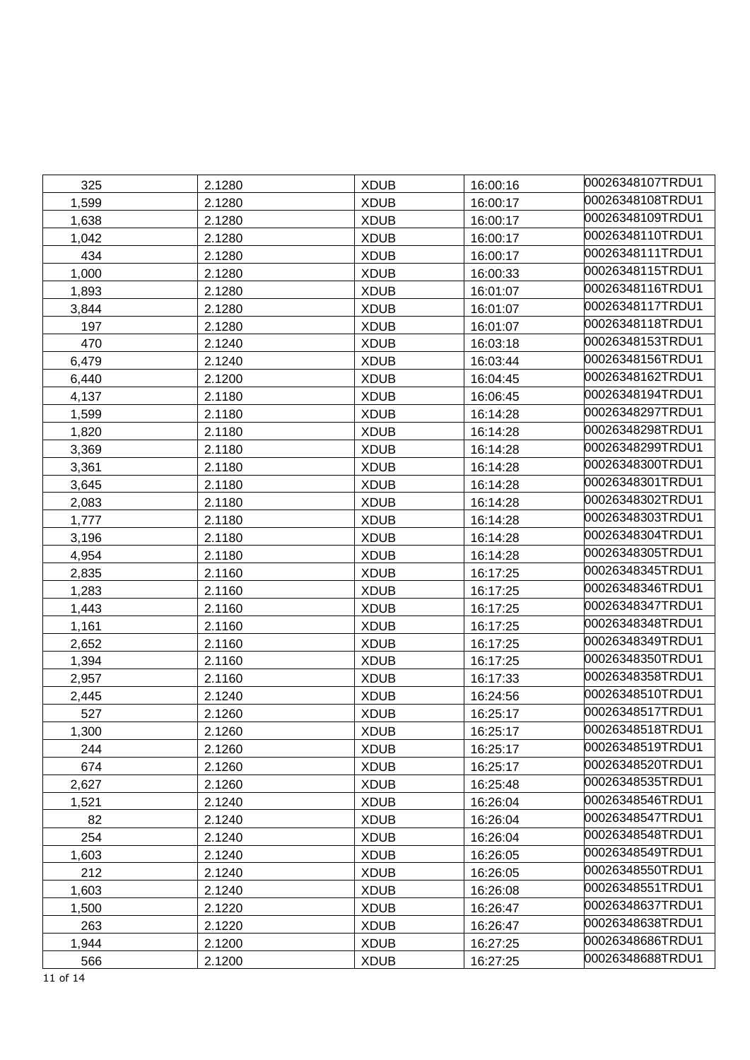| | | | | |
|---|---|---|---|---|
| 325 | 2.1280 | XDUB | 16:00:16 | 00026348107TRDU1 |
| 1,599 | 2.1280 | XDUB | 16:00:17 | 00026348108TRDU1 |
| 1,638 | 2.1280 | XDUB | 16:00:17 | 00026348109TRDU1 |
| 1,042 | 2.1280 | XDUB | 16:00:17 | 00026348110TRDU1 |
| 434 | 2.1280 | XDUB | 16:00:17 | 00026348111TRDU1 |
| 1,000 | 2.1280 | XDUB | 16:00:33 | 00026348115TRDU1 |
| 1,893 | 2.1280 | XDUB | 16:01:07 | 00026348116TRDU1 |
| 3,844 | 2.1280 | XDUB | 16:01:07 | 00026348117TRDU1 |
| 197 | 2.1280 | XDUB | 16:01:07 | 00026348118TRDU1 |
| 470 | 2.1240 | XDUB | 16:03:18 | 00026348153TRDU1 |
| 6,479 | 2.1240 | XDUB | 16:03:44 | 00026348156TRDU1 |
| 6,440 | 2.1200 | XDUB | 16:04:45 | 00026348162TRDU1 |
| 4,137 | 2.1180 | XDUB | 16:06:45 | 00026348194TRDU1 |
| 1,599 | 2.1180 | XDUB | 16:14:28 | 00026348297TRDU1 |
| 1,820 | 2.1180 | XDUB | 16:14:28 | 00026348298TRDU1 |
| 3,369 | 2.1180 | XDUB | 16:14:28 | 00026348299TRDU1 |
| 3,361 | 2.1180 | XDUB | 16:14:28 | 00026348300TRDU1 |
| 3,645 | 2.1180 | XDUB | 16:14:28 | 00026348301TRDU1 |
| 2,083 | 2.1180 | XDUB | 16:14:28 | 00026348302TRDU1 |
| 1,777 | 2.1180 | XDUB | 16:14:28 | 00026348303TRDU1 |
| 3,196 | 2.1180 | XDUB | 16:14:28 | 00026348304TRDU1 |
| 4,954 | 2.1180 | XDUB | 16:14:28 | 00026348305TRDU1 |
| 2,835 | 2.1160 | XDUB | 16:17:25 | 00026348345TRDU1 |
| 1,283 | 2.1160 | XDUB | 16:17:25 | 00026348346TRDU1 |
| 1,443 | 2.1160 | XDUB | 16:17:25 | 00026348347TRDU1 |
| 1,161 | 2.1160 | XDUB | 16:17:25 | 00026348348TRDU1 |
| 2,652 | 2.1160 | XDUB | 16:17:25 | 00026348349TRDU1 |
| 1,394 | 2.1160 | XDUB | 16:17:25 | 00026348350TRDU1 |
| 2,957 | 2.1160 | XDUB | 16:17:33 | 00026348358TRDU1 |
| 2,445 | 2.1240 | XDUB | 16:24:56 | 00026348510TRDU1 |
| 527 | 2.1260 | XDUB | 16:25:17 | 00026348517TRDU1 |
| 1,300 | 2.1260 | XDUB | 16:25:17 | 00026348518TRDU1 |
| 244 | 2.1260 | XDUB | 16:25:17 | 00026348519TRDU1 |
| 674 | 2.1260 | XDUB | 16:25:17 | 00026348520TRDU1 |
| 2,627 | 2.1260 | XDUB | 16:25:48 | 00026348535TRDU1 |
| 1,521 | 2.1240 | XDUB | 16:26:04 | 00026348546TRDU1 |
| 82 | 2.1240 | XDUB | 16:26:04 | 00026348547TRDU1 |
| 254 | 2.1240 | XDUB | 16:26:04 | 00026348548TRDU1 |
| 1,603 | 2.1240 | XDUB | 16:26:05 | 00026348549TRDU1 |
| 212 | 2.1240 | XDUB | 16:26:05 | 00026348550TRDU1 |
| 1,603 | 2.1240 | XDUB | 16:26:08 | 00026348551TRDU1 |
| 1,500 | 2.1220 | XDUB | 16:26:47 | 00026348637TRDU1 |
| 263 | 2.1220 | XDUB | 16:26:47 | 00026348638TRDU1 |
| 1,944 | 2.1200 | XDUB | 16:27:25 | 00026348686TRDU1 |
| 566 | 2.1200 | XDUB | 16:27:25 | 00026348688TRDU1 |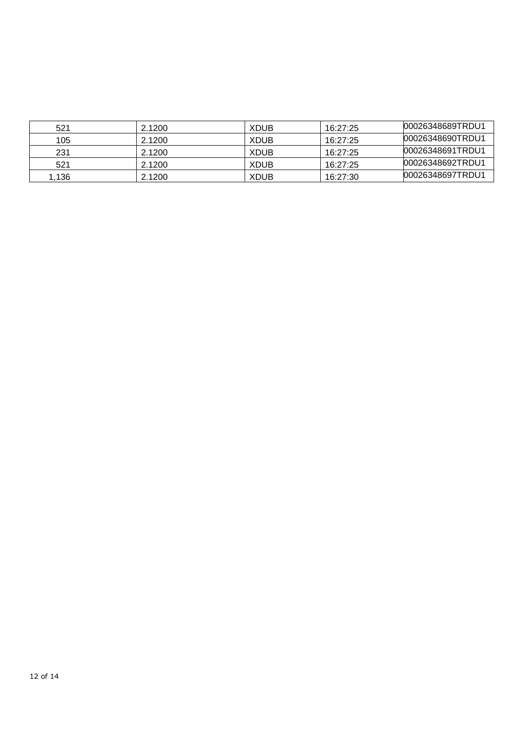| | | | | |
|---|---|---|---|---|
| 521 | 2.1200 | XDUB | 16:27:25 | 00026348689TRDU1 |
| 105 | 2.1200 | XDUB | 16:27:25 | 00026348690TRDU1 |
| 231 | 2.1200 | XDUB | 16:27:25 | 00026348691TRDU1 |
| 521 | 2.1200 | XDUB | 16:27:25 | 00026348692TRDU1 |
| 1,136 | 2.1200 | XDUB | 16:27:30 | 00026348697TRDU1 |